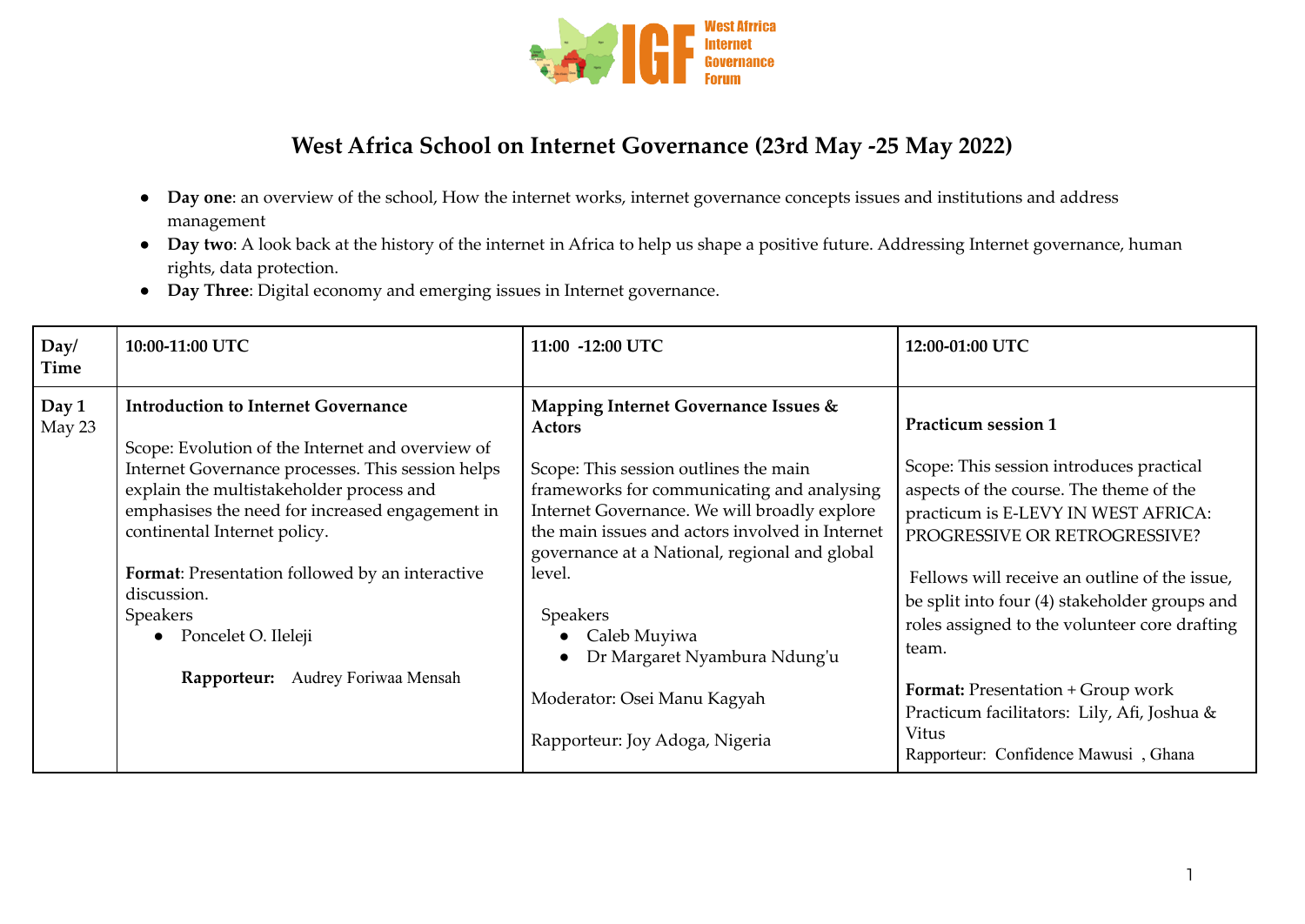# West Africa School on Internet Governance (23rd May -25 May 2022)

- **Day one**: an overview of the school, How the internet works, internet governance concepts issues and institutions and address management
- **Day two**: A look back at the history of the internet in Africa to help us shape a positive future. Addressing Internet governance, human rights, data protection.
- **Day Three**: Digital economy and emerging issues in Internet governance.

| Day/ Time | 10:00-11:00 UTC | 11:00 -12:00 UTC | 12:00-01:00 UTC |
|---|---|---|---|
| **Day 1** May 23 | **Introduction to Internet Governance**<br><br>Scope: Evolution of the Internet and overview of Internet Governance processes. This session helps explain the multistakeholder process and emphasises the need for increased engagement in continental Internet policy.<br><br>**Format**: Presentation followed by an interactive discussion.<br>Speakers<br>• Poncelet O. Ileleji<br><br>**Rapporteur:** Audrey Foriwaa Mensah | **Mapping Internet Governance Issues & Actors**<br><br>Scope: This session outlines the main frameworks for communicating and analysing Internet Governance. We will broadly explore the main issues and actors involved in Internet governance at a National, regional and global level.<br><br>Speakers<br>• Caleb Muyiwa<br>• Dr Margaret Nyambura Ndung'u<br><br>Moderator: Osei Manu Kagyah<br><br>Rapporteur: Joy Adoga, Nigeria | **Practicum session 1**<br><br>Scope: This session introduces practical aspects of the course. The theme of the practicum is E-LEVY IN WEST AFRICA: PROGRESSIVE OR RETROGRESSIVE?<br><br>Fellows will receive an outline of the issue, be split into four (4) stakeholder groups and roles assigned to the volunteer core drafting team.<br><br>**Format:** Presentation + Group work<br>Practicum facilitators: Lily, Afi, Joshua & Vitus<br>Rapporteur: Confidence Mawusi , Ghana |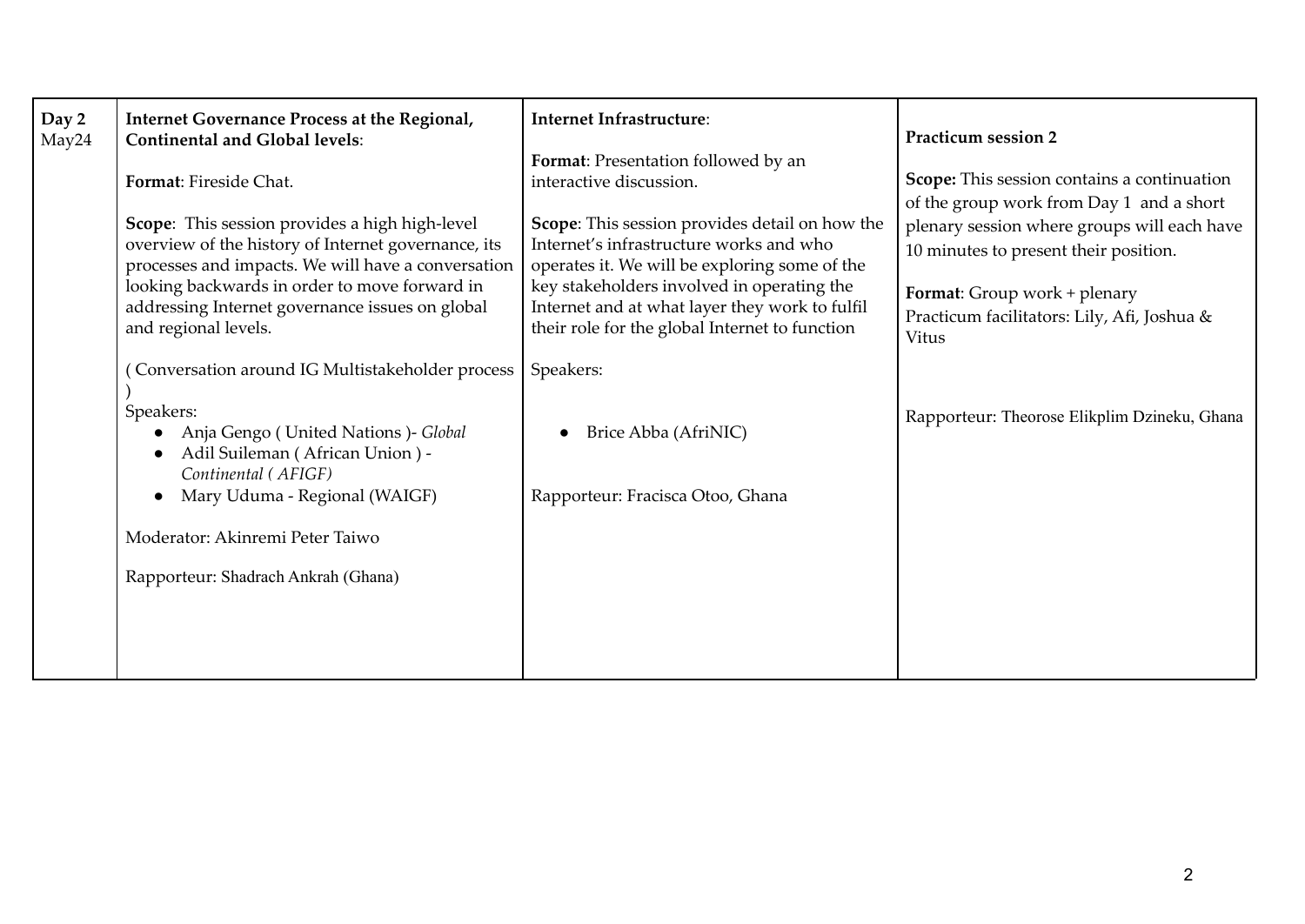| Day 2 May24 | **Internet Governance Process at the Regional, Continental and Global levels**:<br><br>**Format**: Fireside Chat.<br><br>**Scope**: This session provides a high high-level overview of the history of Internet governance, its processes and impacts. We will have a conversation looking backwards in order to move forward in addressing Internet governance issues on global and regional levels.<br><br>( Conversation around IG Multistakeholder process )<br>Speakers:<br>• Anja Gengo ( United Nations )- *Global*<br>• Adil Suileman ( African Union ) - *Continental ( AFIGF)*<br>• Mary Uduma - Regional (WAIGF)<br><br>Moderator: Akinremi Peter Taiwo<br><br>Rapporteur: Shadrach Ankrah (Ghana) | **Internet Infrastructure**:<br><br>**Format**: Presentation followed by an interactive discussion.<br><br>**Scope**: This session provides detail on how the Internet's infrastructure works and who operates it. We will be exploring some of the key stakeholders involved in operating the Internet and at what layer they work to fulfil their role for the global Internet to function<br><br>Speakers:<br><br>• Brice Abba (AfriNIC)<br><br>Rapporteur: Fracisca Otoo, Ghana | **Practicum session 2**<br><br>**Scope:** This session contains a continuation of the group work from Day 1 and a short plenary session where groups will each have 10 minutes to present their position.<br><br>**Format**: Group work + plenary<br>Practicum facilitators: Lily, Afi, Joshua & Vitus<br><br>Rapporteur: Theorose Elikplim Dzineku, Ghana |
|---|---|---|---|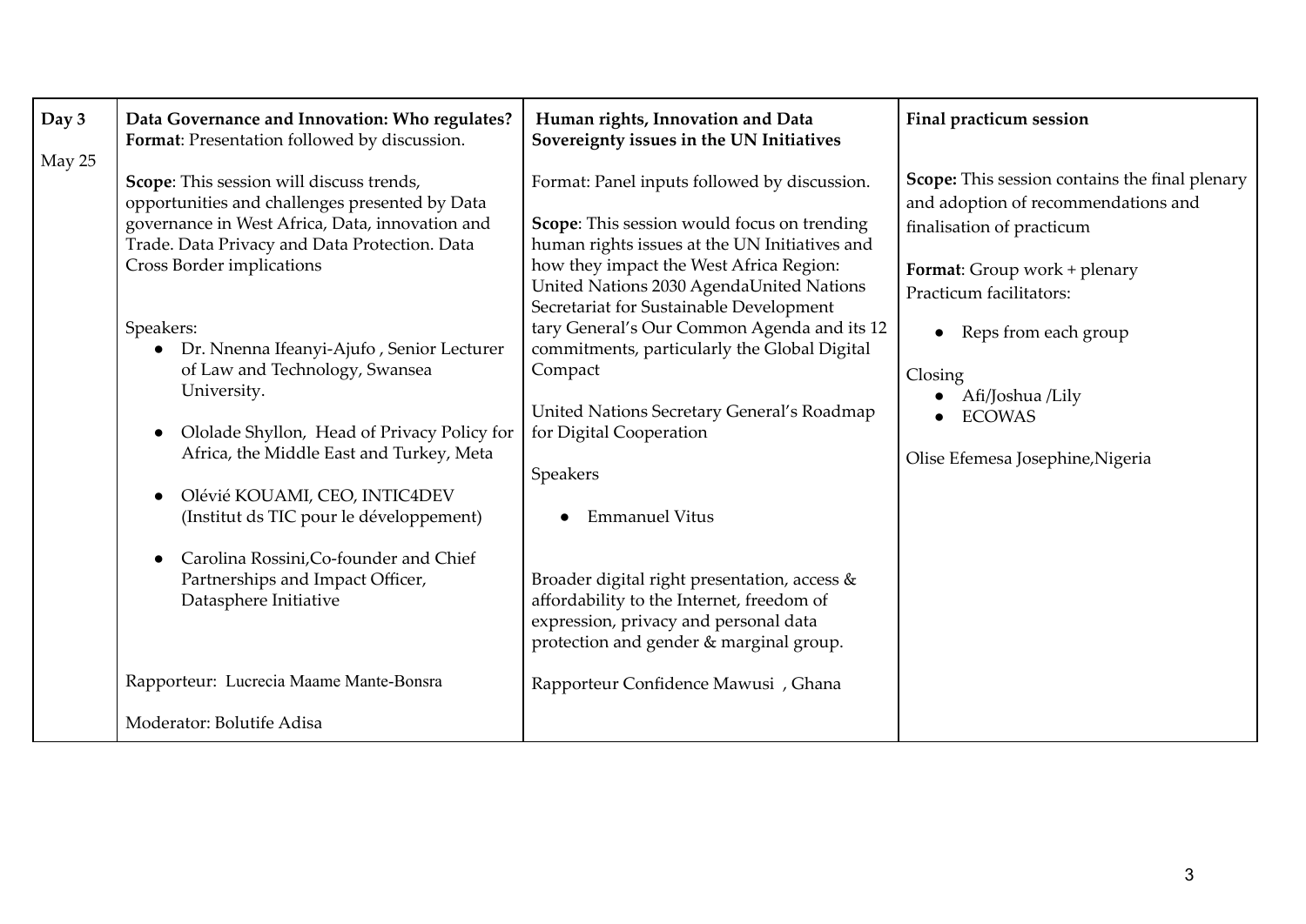| | | | |
|---|---|---|---|
| **Day 3**<br><br>May 25 | **Data Governance and Innovation: Who regulates?**<br>**Format**: Presentation followed by discussion.<br><br>**Scope**: This session will discuss trends, opportunities and challenges presented by Data governance in West Africa, Data, innovation and Trade. Data Privacy and Data Protection. Data Cross Border implications<br><br>Speakers:<br>• Dr. Nnenna Ifeanyi-Ajufo , Senior Lecturer of Law and Technology, Swansea University.<br>• Ololade Shyllon, Head of Privacy Policy for Africa, the Middle East and Turkey, Meta<br>• Olévié KOUAMI, CEO, INTIC4DEV (Institut ds TIC pour le développement)<br>• Carolina Rossini,Co-founder and Chief Partnerships and Impact Officer, Datasphere Initiative<br><br>Rapporteur: Lucrecia Maame Mante-Bonsra<br><br>Moderator: Bolutife Adisa | **Human rights, Innovation and Data Sovereignty issues in the UN Initiatives**<br><br>Format: Panel inputs followed by discussion.<br><br>**Scope**: This session would focus on trending human rights issues at the UN Initiatives and how they impact the West Africa Region: United Nations 2030 AgendaUnited Nations Secretariat for Sustainable Development tary General's Our Common Agenda and its 12 commitments, particularly the Global Digital Compact<br><br>United Nations Secretary General's Roadmap for Digital Cooperation<br><br>Speakers<br>• Emmanuel Vitus<br><br>Broader digital right presentation, access & affordability to the Internet, freedom of expression, privacy and personal data protection and gender & marginal group.<br><br>Rapporteur Confidence Mawusi , Ghana | **Final practicum session**<br><br>**Scope:** This session contains the final plenary and adoption of recommendations and finalisation of practicum<br><br>**Format**: Group work + plenary<br>Practicum facilitators:<br>• Reps from each group<br><br>Closing<br>• Afi/Joshua /Lily<br>• ECOWAS<br><br>Olise Efemesa Josephine,Nigeria |